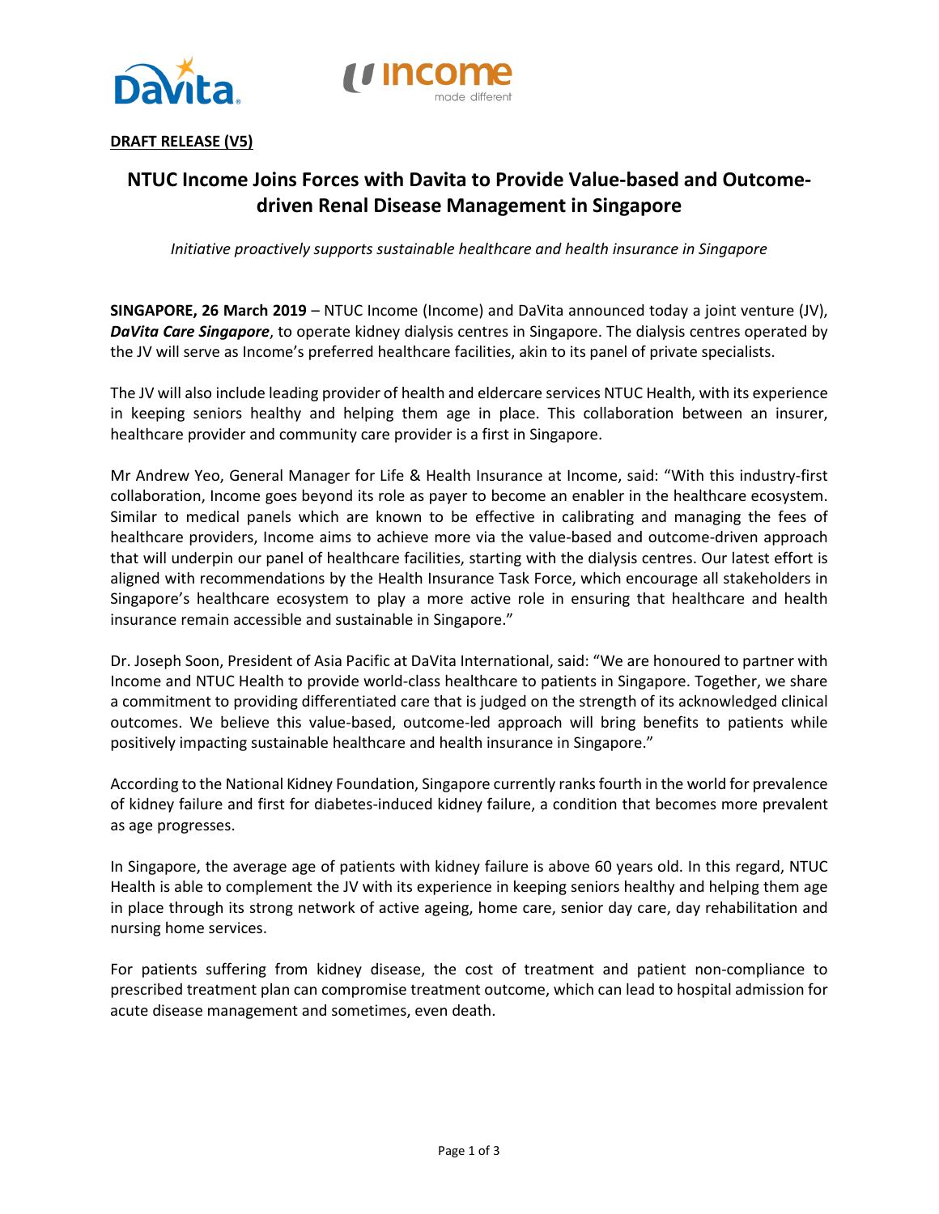**DRAFT RELEASE (V5)**

# NTUC Income Joins Forces with Davita to Provide Value-based and Outcome-driven Renal Disease Management in Singapore

*Initiative proactively supports sustainable healthcare and health insurance in Singapore*

**SINGAPORE, 26 March 2019** – NTUC Income (Income) and DaVita announced today a joint venture (JV), ***DaVita Care Singapore***, to operate kidney dialysis centres in Singapore. The dialysis centres operated by the JV will serve as Income's preferred healthcare facilities, akin to its panel of private specialists.

The JV will also include leading provider of health and eldercare services NTUC Health, with its experience in keeping seniors healthy and helping them age in place. This collaboration between an insurer, healthcare provider and community care provider is a first in Singapore.

Mr Andrew Yeo, General Manager for Life & Health Insurance at Income, said: "With this industry-first collaboration, Income goes beyond its role as payer to become an enabler in the healthcare ecosystem. Similar to medical panels which are known to be effective in calibrating and managing the fees of healthcare providers, Income aims to achieve more via the value-based and outcome-driven approach that will underpin our panel of healthcare facilities, starting with the dialysis centres. Our latest effort is aligned with recommendations by the Health Insurance Task Force, which encourage all stakeholders in Singapore's healthcare ecosystem to play a more active role in ensuring that healthcare and health insurance remain accessible and sustainable in Singapore."

Dr. Joseph Soon, President of Asia Pacific at DaVita International, said: "We are honoured to partner with Income and NTUC Health to provide world-class healthcare to patients in Singapore. Together, we share a commitment to providing differentiated care that is judged on the strength of its acknowledged clinical outcomes. We believe this value-based, outcome-led approach will bring benefits to patients while positively impacting sustainable healthcare and health insurance in Singapore."

According to the National Kidney Foundation, Singapore currently ranks fourth in the world for prevalence of kidney failure and first for diabetes-induced kidney failure, a condition that becomes more prevalent as age progresses.

In Singapore, the average age of patients with kidney failure is above 60 years old. In this regard, NTUC Health is able to complement the JV with its experience in keeping seniors healthy and helping them age in place through its strong network of active ageing, home care, senior day care, day rehabilitation and nursing home services.

For patients suffering from kidney disease, the cost of treatment and patient non-compliance to prescribed treatment plan can compromise treatment outcome, which can lead to hospital admission for acute disease management and sometimes, even death.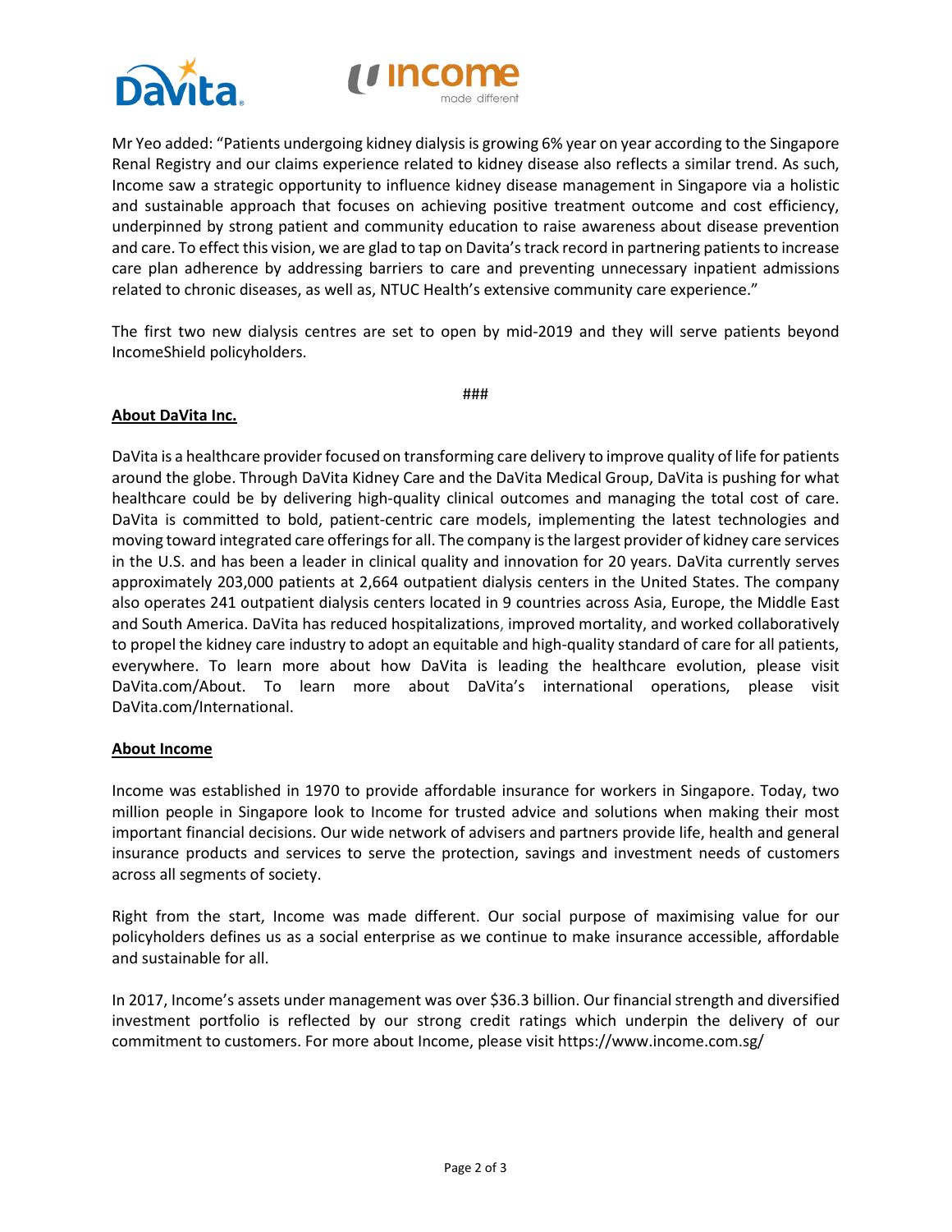Mr Yeo added: "Patients undergoing kidney dialysis is growing 6% year on year according to the Singapore Renal Registry and our claims experience related to kidney disease also reflects a similar trend. As such, Income saw a strategic opportunity to influence kidney disease management in Singapore via a holistic and sustainable approach that focuses on achieving positive treatment outcome and cost efficiency, underpinned by strong patient and community education to raise awareness about disease prevention and care. To effect this vision, we are glad to tap on Davita's track record in partnering patients to increase care plan adherence by addressing barriers to care and preventing unnecessary inpatient admissions related to chronic diseases, as well as, NTUC Health's extensive community care experience."

The first two new dialysis centres are set to open by mid-2019 and they will serve patients beyond IncomeShield policyholders.

###

**About DaVita Inc.**

DaVita is a healthcare provider focused on transforming care delivery to improve quality of life for patients around the globe. Through DaVita Kidney Care and the DaVita Medical Group, DaVita is pushing for what healthcare could be by delivering high-quality clinical outcomes and managing the total cost of care. DaVita is committed to bold, patient-centric care models, implementing the latest technologies and moving toward integrated care offerings for all. The company is the largest provider of kidney care services in the U.S. and has been a leader in clinical quality and innovation for 20 years. DaVita currently serves approximately 203,000 patients at 2,664 outpatient dialysis centers in the United States. The company also operates 241 outpatient dialysis centers located in 9 countries across Asia, Europe, the Middle East and South America. DaVita has reduced hospitalizations, improved mortality, and worked collaboratively to propel the kidney care industry to adopt an equitable and high-quality standard of care for all patients, everywhere. To learn more about how DaVita is leading the healthcare evolution, please visit DaVita.com/About. To learn more about DaVita's international operations, please visit DaVita.com/International.

**About Income**

Income was established in 1970 to provide affordable insurance for workers in Singapore. Today, two million people in Singapore look to Income for trusted advice and solutions when making their most important financial decisions. Our wide network of advisers and partners provide life, health and general insurance products and services to serve the protection, savings and investment needs of customers across all segments of society.

Right from the start, Income was made different. Our social purpose of maximising value for our policyholders defines us as a social enterprise as we continue to make insurance accessible, affordable and sustainable for all.

In 2017, Income's assets under management was over $36.3 billion. Our financial strength and diversified investment portfolio is reflected by our strong credit ratings which underpin the delivery of our commitment to customers. For more about Income, please visit https://www.income.com.sg/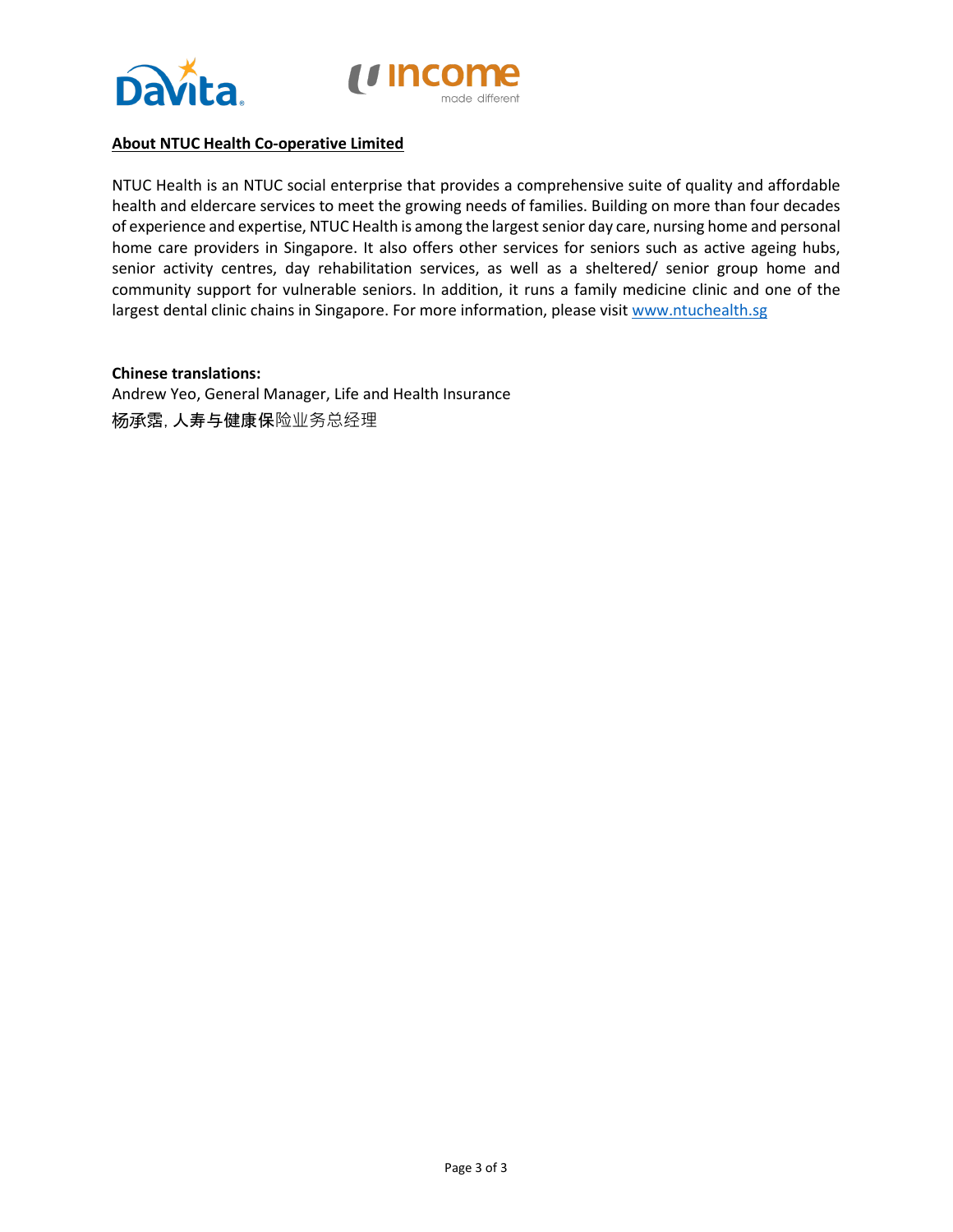**About NTUC Health Co-operative Limited**

NTUC Health is an NTUC social enterprise that provides a comprehensive suite of quality and affordable health and eldercare services to meet the growing needs of families. Building on more than four decades of experience and expertise, NTUC Health is among the largest senior day care, nursing home and personal home care providers in Singapore. It also offers other services for seniors such as active ageing hubs, senior activity centres, day rehabilitation services, as well as a sheltered/ senior group home and community support for vulnerable seniors. In addition, it runs a family medicine clinic and one of the largest dental clinic chains in Singapore. For more information, please visit www.ntuchealth.sg

**Chinese translations:**

Andrew Yeo, General Manager, Life and Health Insurance

杨承霑, 人寿与健康保险业务总经理